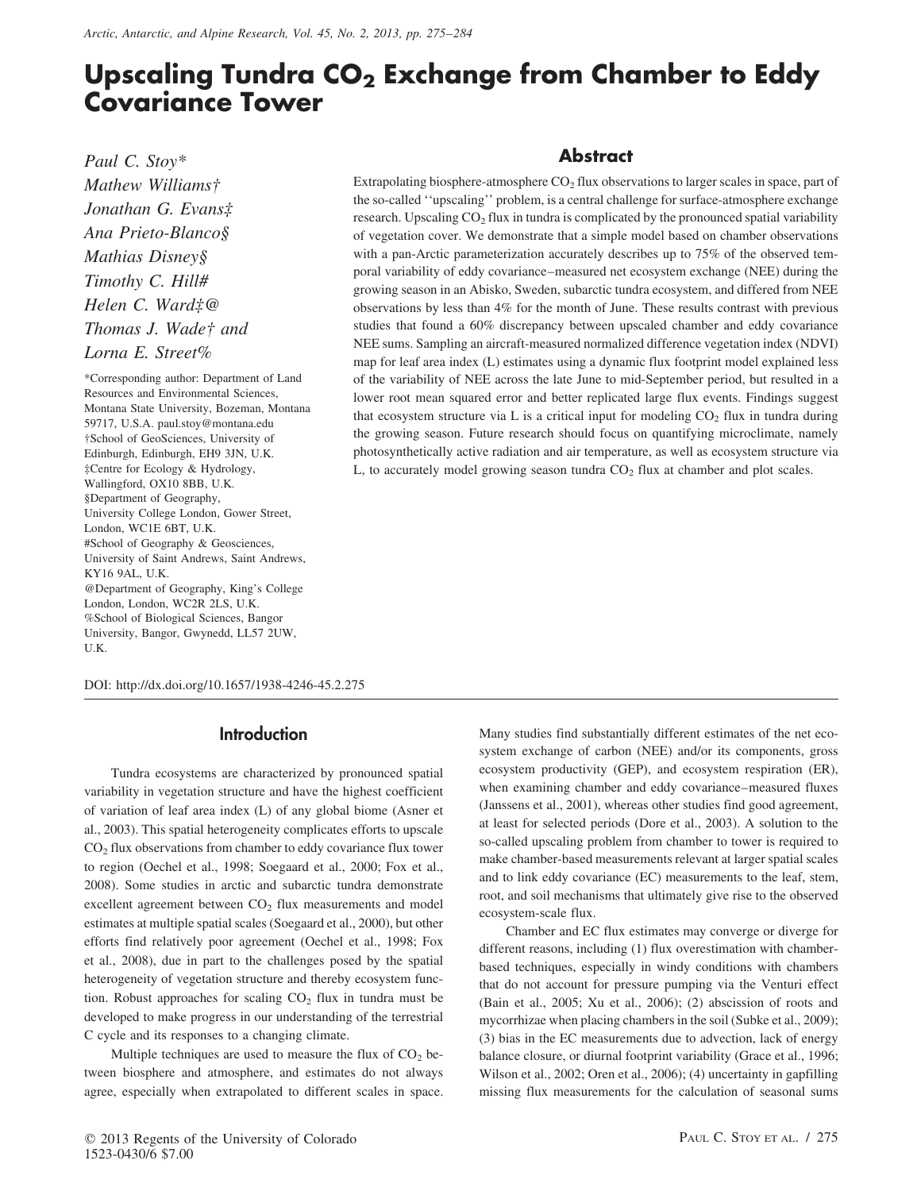# Upscaling Tundra $CO_2$ Exchange from Chamber to Eddy Covariance Tower

*Paul C. Stoy\**
*Mathew Williams†*
*Jonathan G. Evans‡*
*Ana Prieto-Blanco§*
*Mathias Disney§*
*Timothy C. Hill#*
*Helen C. Ward‡@*
*Thomas J. Wade† and*
*Lorna E. Street%*

\*Corresponding author: Department of Land Resources and Environmental Sciences, Montana State University, Bozeman, Montana 59717, U.S.A. paul.stoy@montana.edu
†School of GeoSciences, University of Edinburgh, Edinburgh, EH9 3JN, U.K.
‡Centre for Ecology & Hydrology, Wallingford, OX10 8BB, U.K.
§Department of Geography, University College London, Gower Street, London, WC1E 6BT, U.K.
#School of Geography & Geosciences, University of Saint Andrews, Saint Andrews, KY16 9AL, U.K.
@Department of Geography, King's College London, London, WC2R 2LS, U.K.
%School of Biological Sciences, Bangor University, Bangor, Gwynedd, LL57 2UW, U.K.

## Abstract

Extrapolating biosphere-atmosphere $CO_2$ flux observations to larger scales in space, part of the so-called ''upscaling'' problem, is a central challenge for surface-atmosphere exchange research. Upscaling $CO_2$ flux in tundra is complicated by the pronounced spatial variability of vegetation cover. We demonstrate that a simple model based on chamber observations with a pan-Arctic parameterization accurately describes up to 75% of the observed temporal variability of eddy covariance–measured net ecosystem exchange (NEE) during the growing season in an Abisko, Sweden, subarctic tundra ecosystem, and differed from NEE observations by less than 4% for the month of June. These results contrast with previous studies that found a 60% discrepancy between upscaled chamber and eddy covariance NEE sums. Sampling an aircraft-measured normalized difference vegetation index (NDVI) map for leaf area index (L) estimates using a dynamic flux footprint model explained less of the variability of NEE across the late June to mid-September period, but resulted in a lower root mean squared error and better replicated large flux events. Findings suggest that ecosystem structure via L is a critical input for modeling $CO_2$ flux in tundra during the growing season. Future research should focus on quantifying microclimate, namely photosynthetically active radiation and air temperature, as well as ecosystem structure via L, to accurately model growing season tundra $CO_2$ flux at chamber and plot scales.

DOI: http://dx.doi.org/10.1657/1938-4246-45.2.275

## Introduction

Tundra ecosystems are characterized by pronounced spatial variability in vegetation structure and have the highest coefficient of variation of leaf area index (L) of any global biome (Asner et al., 2003). This spatial heterogeneity complicates efforts to upscale $CO_2$ flux observations from chamber to eddy covariance flux tower to region (Oechel et al., 1998; Soegaard et al., 2000; Fox et al., 2008). Some studies in arctic and subarctic tundra demonstrate excellent agreement between $CO_2$ flux measurements and model estimates at multiple spatial scales (Soegaard et al., 2000), but other efforts find relatively poor agreement (Oechel et al., 1998; Fox et al., 2008), due in part to the challenges posed by the spatial heterogeneity of vegetation structure and thereby ecosystem function. Robust approaches for scaling $CO_2$ flux in tundra must be developed to make progress in our understanding of the terrestrial C cycle and its responses to a changing climate.

Multiple techniques are used to measure the flux of $CO_2$ between biosphere and atmosphere, and estimates do not always agree, especially when extrapolated to different scales in space. Many studies find substantially different estimates of the net ecosystem exchange of carbon (NEE) and/or its components, gross ecosystem productivity (GEP), and ecosystem respiration (ER), when examining chamber and eddy covariance–measured fluxes (Janssens et al., 2001), whereas other studies find good agreement, at least for selected periods (Dore et al., 2003). A solution to the so-called upscaling problem from chamber to tower is required to make chamber-based measurements relevant at larger spatial scales and to link eddy covariance (EC) measurements to the leaf, stem, root, and soil mechanisms that ultimately give rise to the observed ecosystem-scale flux.

Chamber and EC flux estimates may converge or diverge for different reasons, including (1) flux overestimation with chamber-based techniques, especially in windy conditions with chambers that do not account for pressure pumping via the Venturi effect (Bain et al., 2005; Xu et al., 2006); (2) abscission of roots and mycorrhizae when placing chambers in the soil (Subke et al., 2009); (3) bias in the EC measurements due to advection, lack of energy balance closure, or diurnal footprint variability (Grace et al., 1996; Wilson et al., 2002; Oren et al., 2006); (4) uncertainty in gapfilling missing flux measurements for the calculation of seasonal sums

© 2013 Regents of the University of Colorado
1523-0430/6 $7.00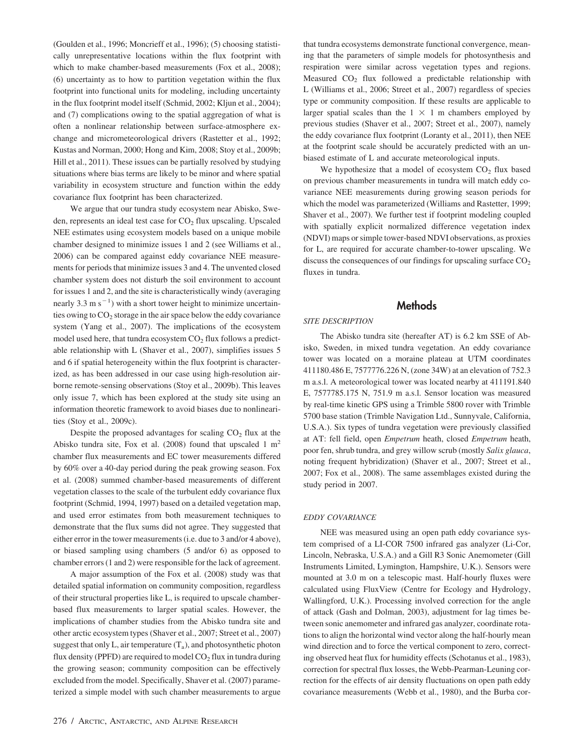(Goulden et al., 1996; Moncrieff et al., 1996); (5) choosing statistically unrepresentative locations within the flux footprint with which to make chamber-based measurements (Fox et al., 2008); (6) uncertainty as to how to partition vegetation within the flux footprint into functional units for modeling, including uncertainty in the flux footprint model itself (Schmid, 2002; Kljun et al., 2004); and (7) complications owing to the spatial aggregation of what is often a nonlinear relationship between surface-atmosphere exchange and micrometeorological drivers (Rastetter et al., 1992; Kustas and Norman, 2000; Hong and Kim, 2008; Stoy et al., 2009b; Hill et al., 2011). These issues can be partially resolved by studying situations where bias terms are likely to be minor and where spatial variability in ecosystem structure and function within the eddy covariance flux footprint has been characterized.

We argue that our tundra study ecosystem near Abisko, Sweden, represents an ideal test case for $CO_2$ flux upscaling. Upscaled NEE estimates using ecosystem models based on a unique mobile chamber designed to minimize issues 1 and 2 (see Williams et al., 2006) can be compared against eddy covariance NEE measurements for periods that minimize issues 3 and 4. The unvented closed chamber system does not disturb the soil environment to account for issues 1 and 2, and the site is characteristically windy (averaging nearly 3.3 m $s^{-1}$) with a short tower height to minimize uncertainties owing to $CO_2$ storage in the air space below the eddy covariance system (Yang et al., 2007). The implications of the ecosystem model used here, that tundra ecosystem $CO_2$ flux follows a predictable relationship with L (Shaver et al., 2007), simplifies issues 5 and 6 if spatial heterogeneity within the flux footprint is characterized, as has been addressed in our case using high-resolution airborne remote-sensing observations (Stoy et al., 2009b). This leaves only issue 7, which has been explored at the study site using an information theoretic framework to avoid biases due to nonlinearities (Stoy et al., 2009c).

Despite the proposed advantages for scaling $CO_2$ flux at the Abisko tundra site, Fox et al. (2008) found that upscaled 1 $m^2$ chamber flux measurements and EC tower measurements differed by 60% over a 40-day period during the peak growing season. Fox et al. (2008) summed chamber-based measurements of different vegetation classes to the scale of the turbulent eddy covariance flux footprint (Schmid, 1994, 1997) based on a detailed vegetation map, and used error estimates from both measurement techniques to demonstrate that the flux sums did not agree. They suggested that either error in the tower measurements (i.e. due to 3 and/or 4 above), or biased sampling using chambers (5 and/or 6) as opposed to chamber errors (1 and 2) were responsible for the lack of agreement.

A major assumption of the Fox et al. (2008) study was that detailed spatial information on community composition, regardless of their structural properties like L, is required to upscale chamber-based flux measurements to larger spatial scales. However, the implications of chamber studies from the Abisko tundra site and other arctic ecosystem types (Shaver et al., 2007; Street et al., 2007) suggest that only L, air temperature ($T_a$), and photosynthetic photon flux density (PPFD) are required to model $CO_2$ flux in tundra during the growing season; community composition can be effectively excluded from the model. Specifically, Shaver et al. (2007) parameterized a simple model with such chamber measurements to argue that tundra ecosystems demonstrate functional convergence, meaning that the parameters of simple models for photosynthesis and respiration were similar across vegetation types and regions. Measured $CO_2$ flux followed a predictable relationship with L (Williams et al., 2006; Street et al., 2007) regardless of species type or community composition. If these results are applicable to larger spatial scales than the 1 × 1 m chambers employed by previous studies (Shaver et al., 2007; Street et al., 2007), namely the eddy covariance flux footprint (Loranty et al., 2011), then NEE at the footprint scale should be accurately predicted with an unbiased estimate of L and accurate meteorological inputs.

We hypothesize that a model of ecosystem $CO_2$ flux based on previous chamber measurements in tundra will match eddy covariance NEE measurements during growing season periods for which the model was parameterized (Williams and Rastetter, 1999; Shaver et al., 2007). We further test if footprint modeling coupled with spatially explicit normalized difference vegetation index (NDVI) maps or simple tower-based NDVI observations, as proxies for L, are required for accurate chamber-to-tower upscaling. We discuss the consequences of our findings for upscaling surface $CO_2$ fluxes in tundra.

## Methods

### SITE DESCRIPTION

The Abisko tundra site (hereafter AT) is 6.2 km SSE of Abisko, Sweden, in mixed tundra vegetation. An eddy covariance tower was located on a moraine plateau at UTM coordinates 411180.486 E, 7577776.226 N, (zone 34W) at an elevation of 752.3 m a.s.l. A meteorological tower was located nearby at 411191.840 E, 7577785.175 N, 751.9 m a.s.l. Sensor location was measured by real-time kinetic GPS using a Trimble 5800 rover with Trimble 5700 base station (Trimble Navigation Ltd., Sunnyvale, California, U.S.A.). Six types of tundra vegetation were previously classified at AT: fell field, open *Empetrum* heath, closed *Empetrum* heath, poor fen, shrub tundra, and grey willow scrub (mostly *Salix glauca*, noting frequent hybridization) (Shaver et al., 2007; Street et al., 2007; Fox et al., 2008). The same assemblages existed during the study period in 2007.

### EDDY COVARIANCE

NEE was measured using an open path eddy covariance system comprised of a LI-COR 7500 infrared gas analyzer (Li-Cor, Lincoln, Nebraska, U.S.A.) and a Gill R3 Sonic Anemometer (Gill Instruments Limited, Lymington, Hampshire, U.K.). Sensors were mounted at 3.0 m on a telescopic mast. Half-hourly fluxes were calculated using FluxView (Centre for Ecology and Hydrology, Wallingford, U.K.). Processing involved correction for the angle of attack (Gash and Dolman, 2003), adjustment for lag times between sonic anemometer and infrared gas analyzer, coordinate rotations to align the horizontal wind vector along the half-hourly mean wind direction and to force the vertical component to zero, correcting observed heat flux for humidity effects (Schotanus et al., 1983), correction for spectral flux losses, the Webb-Pearman-Leuning correction for the effects of air density fluctuations on open path eddy covariance measurements (Webb et al., 1980), and the Burba cor-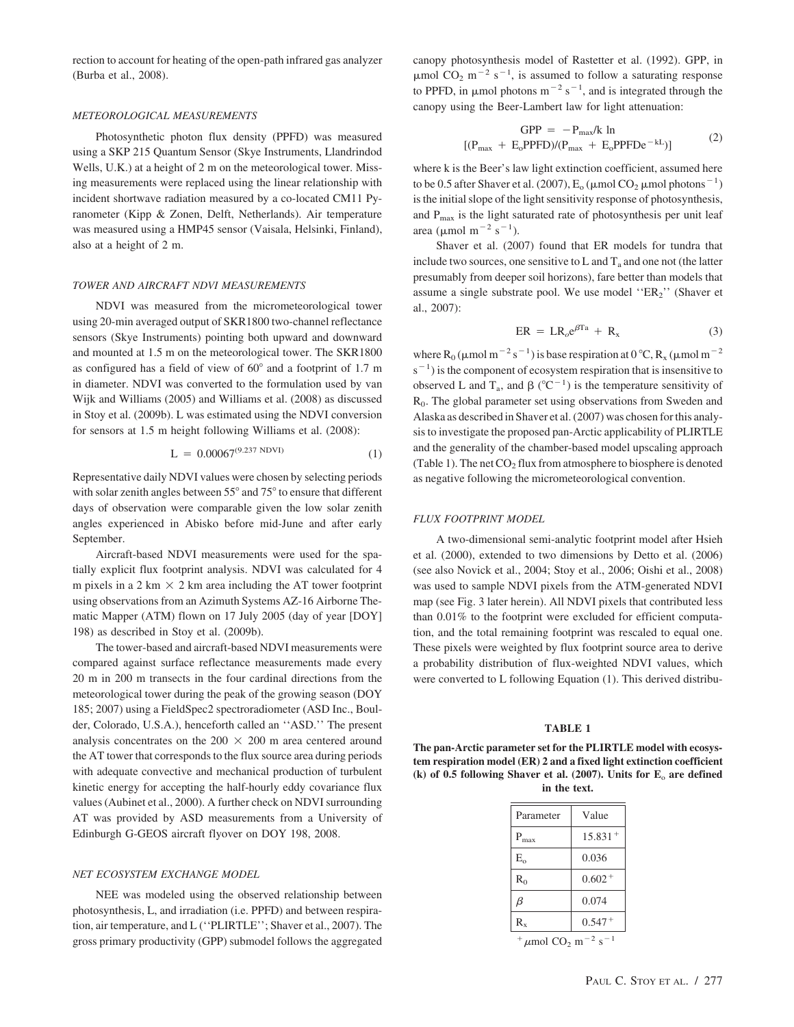rection to account for heating of the open-path infrared gas analyzer (Burba et al., 2008).

### *METEOROLOGICAL MEASUREMENTS*

Photosynthetic photon flux density (PPFD) was measured using a SKP 215 Quantum Sensor (Skye Instruments, Llandrindod Wells, U.K.) at a height of 2 m on the meteorological tower. Missing measurements were replaced using the linear relationship with incident shortwave radiation measured by a co-located CM11 Pyranometer (Kipp & Zonen, Delft, Netherlands). Air temperature was measured using a HMP45 sensor (Vaisala, Helsinki, Finland), also at a height of 2 m.

### *TOWER AND AIRCRAFT NDVI MEASUREMENTS*

NDVI was measured from the micrometeorological tower using 20-min averaged output of SKR1800 two-channel reflectance sensors (Skye Instruments) pointing both upward and downward and mounted at 1.5 m on the meteorological tower. The SKR1800 as configured has a field of view of 60° and a footprint of 1.7 m in diameter. NDVI was converted to the formulation used by van Wijk and Williams (2005) and Williams et al. (2008) as discussed in Stoy et al. (2009b). L was estimated using the NDVI conversion for sensors at 1.5 m height following Williams et al. (2008):

$$L = 0.00067^{(9.237\ \mathrm{NDVI})} \tag{1}$$

Representative daily NDVI values were chosen by selecting periods with solar zenith angles between 55° and 75° to ensure that different days of observation were comparable given the low solar zenith angles experienced in Abisko before mid-June and after early September.

Aircraft-based NDVI measurements were used for the spatially explicit flux footprint analysis. NDVI was calculated for 4 m pixels in a 2 km × 2 km area including the AT tower footprint using observations from an Azimuth Systems AZ-16 Airborne Thematic Mapper (ATM) flown on 17 July 2005 (day of year [DOY] 198) as described in Stoy et al. (2009b).

The tower-based and aircraft-based NDVI measurements were compared against surface reflectance measurements made every 20 m in 200 m transects in the four cardinal directions from the meteorological tower during the peak of the growing season (DOY 185; 2007) using a FieldSpec2 spectroradiometer (ASD Inc., Boulder, Colorado, U.S.A.), henceforth called an ''ASD.'' The present analysis concentrates on the 200 × 200 m area centered around the AT tower that corresponds to the flux source area during periods with adequate convective and mechanical production of turbulent kinetic energy for accepting the half-hourly eddy covariance flux values (Aubinet et al., 2000). A further check on NDVI surrounding AT was provided by ASD measurements from a University of Edinburgh G-GEOS aircraft flyover on DOY 198, 2008.

### *NET ECOSYSTEM EXCHANGE MODEL*

NEE was modeled using the observed relationship between photosynthesis, L, and irradiation (i.e. PPFD) and between respiration, air temperature, and L (''PLIRTLE''; Shaver et al., 2007). The gross primary productivity (GPP) submodel follows the aggregated canopy photosynthesis model of Rastetter et al. (1992). GPP, in μmol $CO_2$ $m^{-2}$ $s^{-1}$, is assumed to follow a saturating response to PPFD, in μmol photons $m^{-2}$ $s^{-1}$, and is integrated through the canopy using the Beer-Lambert law for light attenuation:

$$\mathrm{GPP} = -P_{max}/k \ln [(P_{max} + E_o\mathrm{PPFD})/(P_{max} + E_o\mathrm{PPFD}e^{-kL})] \tag{2}$$

where k is the Beer's law light extinction coefficient, assumed here to be 0.5 after Shaver et al. (2007), $E_o$ (μmol $CO_2$ μmol photons$^{-1}$) is the initial slope of the light sensitivity response of photosynthesis, and $P_{max}$ is the light saturated rate of photosynthesis per unit leaf area (μmol $m^{-2}$ $s^{-1}$).

Shaver et al. (2007) found that ER models for tundra that include two sources, one sensitive to L and $T_a$ and one not (the latter presumably from deeper soil horizons), fare better than models that assume a single substrate pool. We use model ''$ER_2$'' (Shaver et al., 2007):

$$\mathrm{ER} = LR_o e^{\beta T_a} + R_x \tag{3}$$

where $R_0$ (μmol $m^{-2}$ $s^{-1}$) is base respiration at 0 °C, $R_x$ (μmol $m^{-2}$ $s^{-1}$) is the component of ecosystem respiration that is insensitive to observed L and $T_a$, and β (°C$^{-1}$) is the temperature sensitivity of $R_0$. The global parameter set using observations from Sweden and Alaska as described in Shaver et al. (2007) was chosen for this analysis to investigate the proposed pan-Arctic applicability of PLIRTLE and the generality of the chamber-based model upscaling approach (Table 1). The net $CO_2$ flux from atmosphere to biosphere is denoted as negative following the micrometeorological convention.

### *FLUX FOOTPRINT MODEL*

A two-dimensional semi-analytic footprint model after Hsieh et al. (2000), extended to two dimensions by Detto et al. (2006) (see also Novick et al., 2004; Stoy et al., 2006; Oishi et al., 2008) was used to sample NDVI pixels from the ATM-generated NDVI map (see Fig. 3 later herein). All NDVI pixels that contributed less than 0.01% to the footprint were excluded for efficient computation, and the total remaining footprint was rescaled to equal one. These pixels were weighted by flux footprint source area to derive a probability distribution of flux-weighted NDVI values, which were converted to L following Equation (1). This derived distribu-

**TABLE 1**

**The pan-Arctic parameter set for the PLIRTLE model with ecosystem respiration model (ER) 2 and a fixed light extinction coefficient (k) of 0.5 following Shaver et al. (2007). Units for $E_o$ are defined in the text.**

| Parameter | Value |
|---|---|
| $P_{max}$ | 15.831$^{+}$ |
| $E_o$ | 0.036 |
| $R_0$ | 0.602$^{+}$ |
| $\beta$ | 0.074 |
| $R_x$ | 0.547$^{+}$ |

$^{+}$ μmol $CO_2$ $m^{-2}$ $s^{-1}$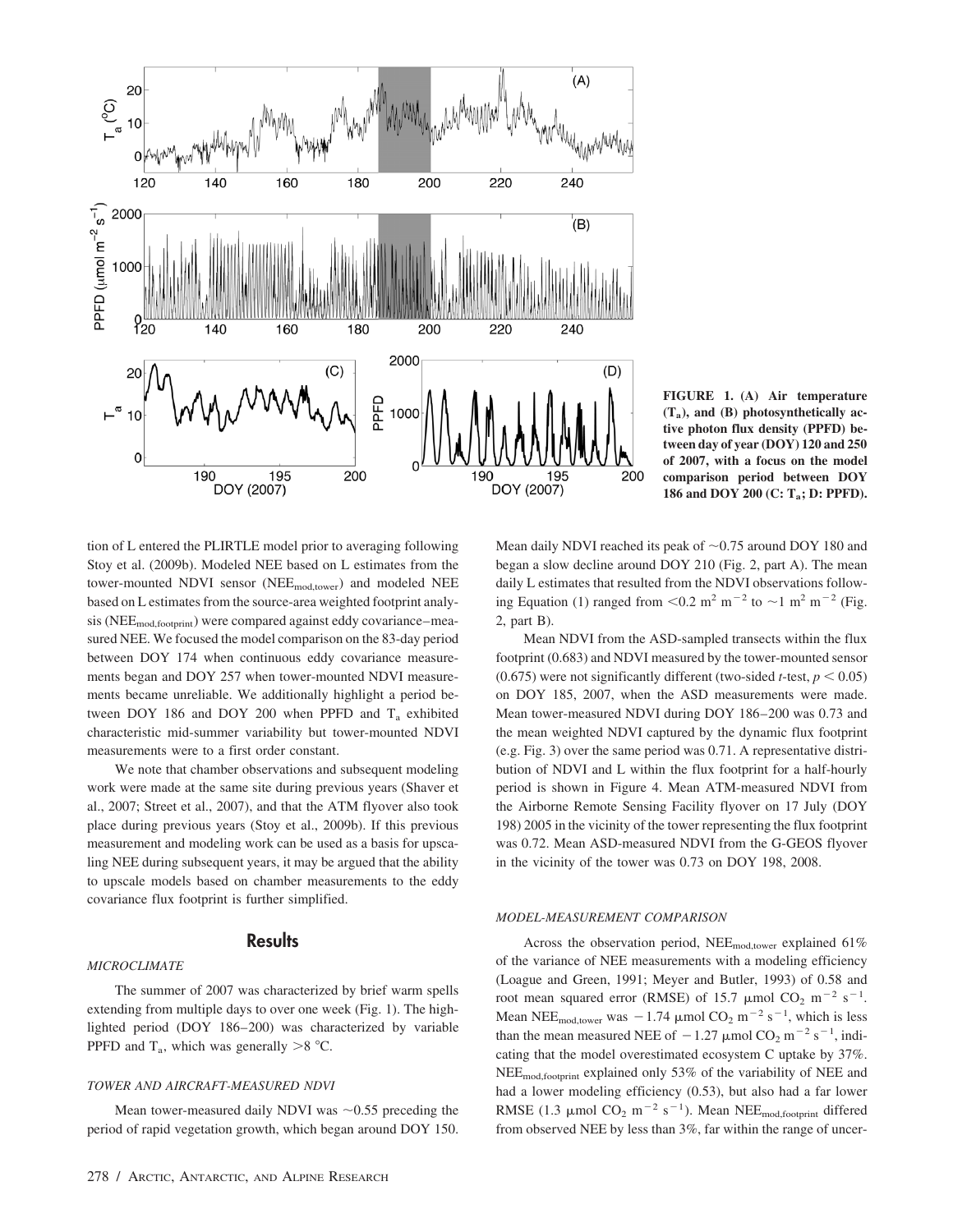FIGURE 1. (A) Air temperature ($T_a$), and (B) photosynthetically active photon flux density (PPFD) between day of year (DOY) 120 and 250 of 2007, with a focus on the model comparison period between DOY 186 and DOY 200 (C: $T_a$; D: PPFD).

tion of L entered the PLIRTLE model prior to averaging following Stoy et al. (2009b). Modeled NEE based on L estimates from the tower-mounted NDVI sensor ($NEE_{mod,tower}$) and modeled NEE based on L estimates from the source-area weighted footprint analysis ($NEE_{mod,footprint}$) were compared against eddy covariance–measured NEE. We focused the model comparison on the 83-day period between DOY 174 when continuous eddy covariance measurements began and DOY 257 when tower-mounted NDVI measurements became unreliable. We additionally highlight a period between DOY 186 and DOY 200 when PPFD and $T_a$ exhibited characteristic mid-summer variability but tower-mounted NDVI measurements were to a first order constant.

We note that chamber observations and subsequent modeling work were made at the same site during previous years (Shaver et al., 2007; Street et al., 2007), and that the ATM flyover also took place during previous years (Stoy et al., 2009b). If this previous measurement and modeling work can be used as a basis for upscaling NEE during subsequent years, it may be argued that the ability to upscale models based on chamber measurements to the eddy covariance flux footprint is further simplified.

## Results

### *MICROCLIMATE*

The summer of 2007 was characterized by brief warm spells extending from multiple days to over one week (Fig. 1). The highlighted period (DOY 186–200) was characterized by variable PPFD and $T_a$, which was generally >8 °C.

### *TOWER AND AIRCRAFT-MEASURED NDVI*

Mean tower-measured daily NDVI was ~0.55 preceding the period of rapid vegetation growth, which began around DOY 150. Mean daily NDVI reached its peak of ~0.75 around DOY 180 and began a slow decline around DOY 210 (Fig. 2, part A). The mean daily L estimates that resulted from the NDVI observations following Equation (1) ranged from <0.2 $m^2$ $m^{-2}$ to ~1 $m^2$ $m^{-2}$ (Fig. 2, part B).

Mean NDVI from the ASD-sampled transects within the flux footprint (0.683) and NDVI measured by the tower-mounted sensor (0.675) were not significantly different (two-sided *t*-test, $p < 0.05$) on DOY 185, 2007, when the ASD measurements were made. Mean tower-measured NDVI during DOY 186–200 was 0.73 and the mean weighted NDVI captured by the dynamic flux footprint (e.g. Fig. 3) over the same period was 0.71. A representative distribution of NDVI and L within the flux footprint for a half-hourly period is shown in Figure 4. Mean ATM-measured NDVI from the Airborne Remote Sensing Facility flyover on 17 July (DOY 198) 2005 in the vicinity of the tower representing the flux footprint was 0.72. Mean ASD-measured NDVI from the G-GEOS flyover in the vicinity of the tower was 0.73 on DOY 198, 2008.

### *MODEL-MEASUREMENT COMPARISON*

Across the observation period, $NEE_{mod,tower}$ explained 61% of the variance of NEE measurements with a modeling efficiency (Loague and Green, 1991; Meyer and Butler, 1993) of 0.58 and root mean squared error (RMSE) of 15.7 μmol $CO_2$ $m^{-2}$ $s^{-1}$. Mean $NEE_{mod,tower}$ was −1.74 μmol $CO_2$ $m^{-2}$ $s^{-1}$, which is less than the mean measured NEE of −1.27 μmol $CO_2$ $m^{-2}$ $s^{-1}$, indicating that the model overestimated ecosystem C uptake by 37%. $NEE_{mod,footprint}$ explained only 53% of the variability of NEE and had a lower modeling efficiency (0.53), but also had a far lower RMSE (1.3 μmol $CO_2$ $m^{-2}$ $s^{-1}$). Mean $NEE_{mod,footprint}$ differed from observed NEE by less than 3%, far within the range of uncer-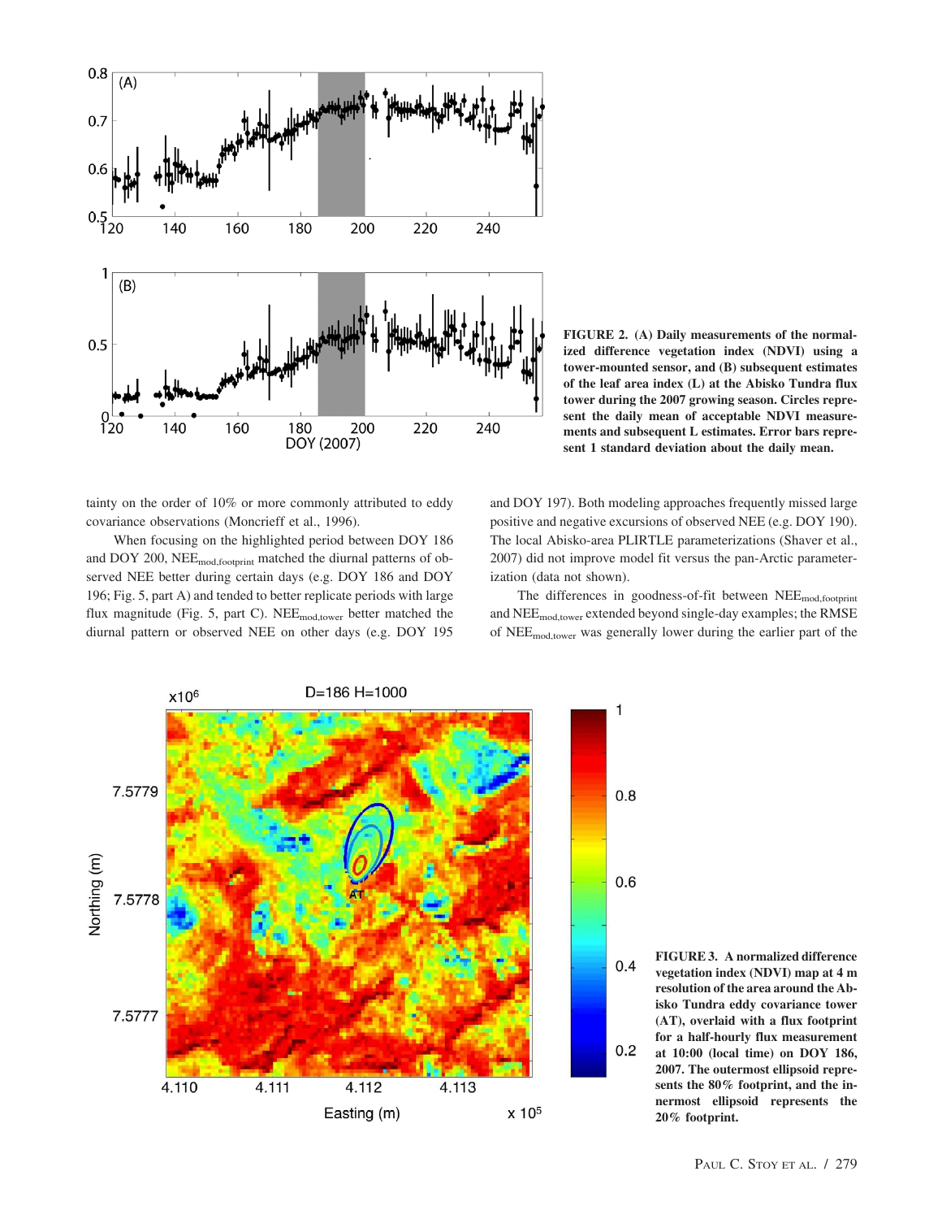FIGURE 2. (A) Daily measurements of the normalized difference vegetation index (NDVI) using a tower-mounted sensor, and (B) subsequent estimates of the leaf area index (L) at the Abisko Tundra flux tower during the 2007 growing season. Circles represent the daily mean of acceptable NDVI measurements and subsequent L estimates. Error bars represent 1 standard deviation about the daily mean.

tainty on the order of 10% or more commonly attributed to eddy covariance observations (Moncrieff et al., 1996).

When focusing on the highlighted period between DOY 186 and DOY 200, $NEE_{mod,footprint}$ matched the diurnal patterns of observed NEE better during certain days (e.g. DOY 186 and DOY 196; Fig. 5, part A) and tended to better replicate periods with large flux magnitude (Fig. 5, part C). $NEE_{mod,tower}$ better matched the diurnal pattern or observed NEE on other days (e.g. DOY 195 and DOY 197). Both modeling approaches frequently missed large positive and negative excursions of observed NEE (e.g. DOY 190). The local Abisko-area PLIRTLE parameterizations (Shaver et al., 2007) did not improve model fit versus the pan-Arctic parameterization (data not shown).

The differences in goodness-of-fit between $NEE_{mod,footprint}$ and $NEE_{mod,tower}$ extended beyond single-day examples; the RMSE of $NEE_{mod,tower}$ was generally lower during the earlier part of the

FIGURE 3. A normalized difference vegetation index (NDVI) map at 4 m resolution of the area around the Abisko Tundra eddy covariance tower (AT), overlaid with a flux footprint for a half-hourly flux measurement at 10:00 (local time) on DOY 186, 2007. The outermost ellipsoid represents the 80% footprint, and the innermost ellipsoid represents the 20% footprint.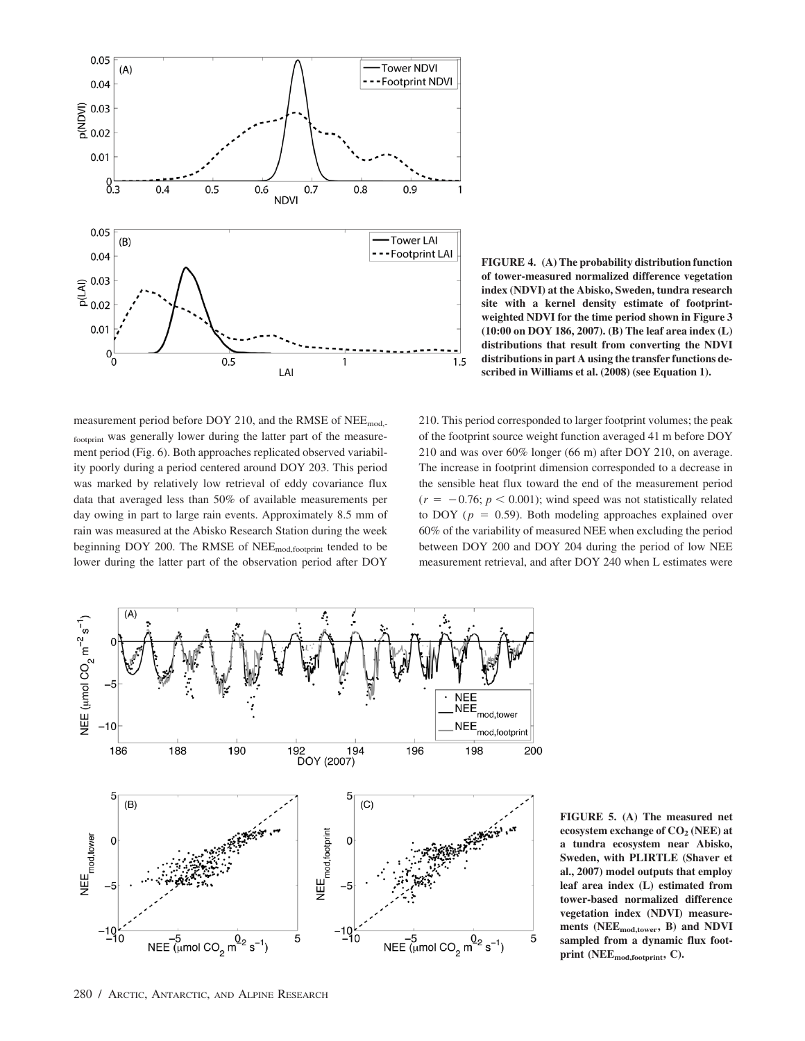FIGURE 4. (A) The probability distribution function of tower-measured normalized difference vegetation index (NDVI) at the Abisko, Sweden, tundra research site with a kernel density estimate of footprint-weighted NDVI for the time period shown in Figure 3 (10:00 on DOY 186, 2007). (B) The leaf area index (L) distributions that result from converting the NDVI distributions in part A using the transfer functions described in Williams et al. (2008) (see Equation 1).

measurement period before DOY 210, and the RMSE of $NEE_{mod,footprint}$ was generally lower during the latter part of the measurement period (Fig. 6). Both approaches replicated observed variability poorly during a period centered around DOY 203. This period was marked by relatively low retrieval of eddy covariance flux data that averaged less than 50% of available measurements per day owing in part to large rain events. Approximately 8.5 mm of rain was measured at the Abisko Research Station during the week beginning DOY 200. The RMSE of $NEE_{mod,footprint}$ tended to be lower during the latter part of the observation period after DOY 210. This period corresponded to larger footprint volumes; the peak of the footprint source weight function averaged 41 m before DOY 210 and was over 60% longer (66 m) after DOY 210, on average. The increase in footprint dimension corresponded to a decrease in the sensible heat flux toward the end of the measurement period ($r = -0.76$; $p < 0.001$); wind speed was not statistically related to DOY ($p = 0.59$). Both modeling approaches explained over 60% of the variability of measured NEE when excluding the period between DOY 200 and DOY 204 during the period of low NEE measurement retrieval, and after DOY 240 when L estimates were

FIGURE 5. (A) The measured net ecosystem exchange of $CO_2$ (NEE) at a tundra ecosystem near Abisko, Sweden, with PLIRTLE (Shaver et al., 2007) model outputs that employ leaf area index (L) estimated from tower-based normalized difference vegetation index (NDVI) measurements ($NEE_{mod,tower}$, B) and NDVI sampled from a dynamic flux footprint ($NEE_{mod,footprint}$, C).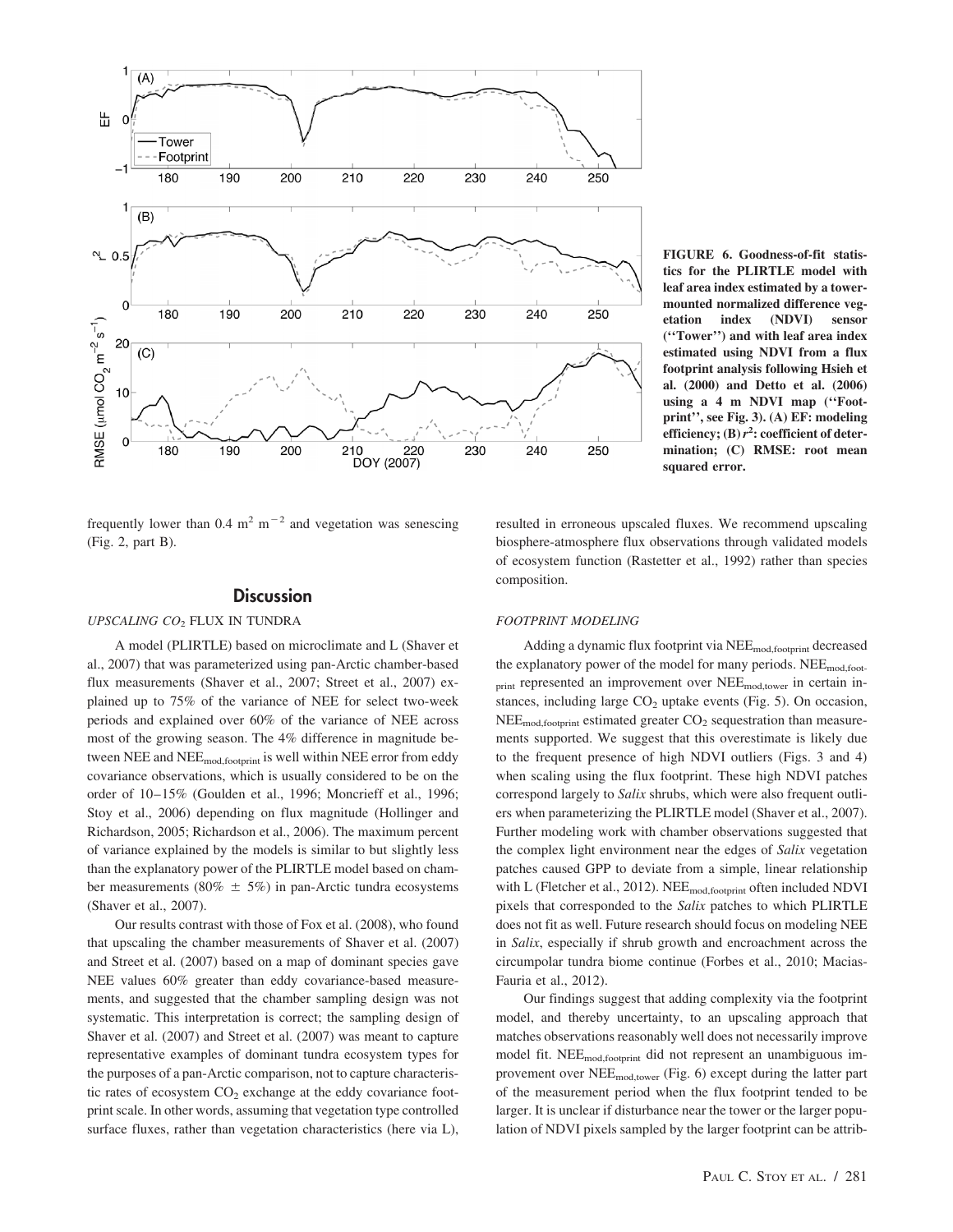FIGURE 6. Goodness-of-fit statistics for the PLIRTLE model with leaf area index estimated by a tower-mounted normalized difference vegetation index (NDVI) sensor (''Tower'') and with leaf area index estimated using NDVI from a flux footprint analysis following Hsieh et al. (2000) and Detto et al. (2006) using a 4 m NDVI map (''Footprint'', see Fig. 3). (A) EF: modeling efficiency; (B) $r^2$: coefficient of determination; (C) RMSE: root mean squared error.

frequently lower than 0.4 $m^2$ $m^{-2}$ and vegetation was senescing (Fig. 2, part B).

## Discussion

### UPSCALING $CO_2$ FLUX IN TUNDRA

A model (PLIRTLE) based on microclimate and L (Shaver et al., 2007) that was parameterized using pan-Arctic chamber-based flux measurements (Shaver et al., 2007; Street et al., 2007) explained up to 75% of the variance of NEE for select two-week periods and explained over 60% of the variance of NEE across most of the growing season. The 4% difference in magnitude between NEE and $NEE_{mod,footprint}$ is well within NEE error from eddy covariance observations, which is usually considered to be on the order of 10–15% (Goulden et al., 1996; Moncrieff et al., 1996; Stoy et al., 2006) depending on flux magnitude (Hollinger and Richardson, 2005; Richardson et al., 2006). The maximum percent of variance explained by the models is similar to but slightly less than the explanatory power of the PLIRTLE model based on chamber measurements (80% $\pm$ 5%) in pan-Arctic tundra ecosystems (Shaver et al., 2007).

Our results contrast with those of Fox et al. (2008), who found that upscaling the chamber measurements of Shaver et al. (2007) and Street et al. (2007) based on a map of dominant species gave NEE values 60% greater than eddy covariance-based measurements, and suggested that the chamber sampling design was not systematic. This interpretation is correct; the sampling design of Shaver et al. (2007) and Street et al. (2007) was meant to capture representative examples of dominant tundra ecosystem types for the purposes of a pan-Arctic comparison, not to capture characteristic rates of ecosystem $CO_2$ exchange at the eddy covariance footprint scale. In other words, assuming that vegetation type controlled surface fluxes, rather than vegetation characteristics (here via L), resulted in erroneous upscaled fluxes. We recommend upscaling biosphere-atmosphere flux observations through validated models of ecosystem function (Rastetter et al., 1992) rather than species composition.

### FOOTPRINT MODELING

Adding a dynamic flux footprint via $NEE_{mod,footprint}$ decreased the explanatory power of the model for many periods. $NEE_{mod,footprint}$ represented an improvement over $NEE_{mod,tower}$ in certain instances, including large $CO_2$ uptake events (Fig. 5). On occasion, $NEE_{mod,footprint}$ estimated greater $CO_2$ sequestration than measurements supported. We suggest that this overestimate is likely due to the frequent presence of high NDVI outliers (Figs. 3 and 4) when scaling using the flux footprint. These high NDVI patches correspond largely to *Salix* shrubs, which were also frequent outliers when parameterizing the PLIRTLE model (Shaver et al., 2007). Further modeling work with chamber observations suggested that the complex light environment near the edges of *Salix* vegetation patches caused GPP to deviate from a simple, linear relationship with L (Fletcher et al., 2012). $NEE_{mod,footprint}$ often included NDVI pixels that corresponded to the *Salix* patches to which PLIRTLE does not fit as well. Future research should focus on modeling NEE in *Salix*, especially if shrub growth and encroachment across the circumpolar tundra biome continue (Forbes et al., 2010; Macias-Fauria et al., 2012).

Our findings suggest that adding complexity via the footprint model, and thereby uncertainty, to an upscaling approach that matches observations reasonably well does not necessarily improve model fit. $NEE_{mod,footprint}$ did not represent an unambiguous improvement over $NEE_{mod,tower}$ (Fig. 6) except during the latter part of the measurement period when the flux footprint tended to be larger. It is unclear if disturbance near the tower or the larger population of NDVI pixels sampled by the larger footprint can be attrib-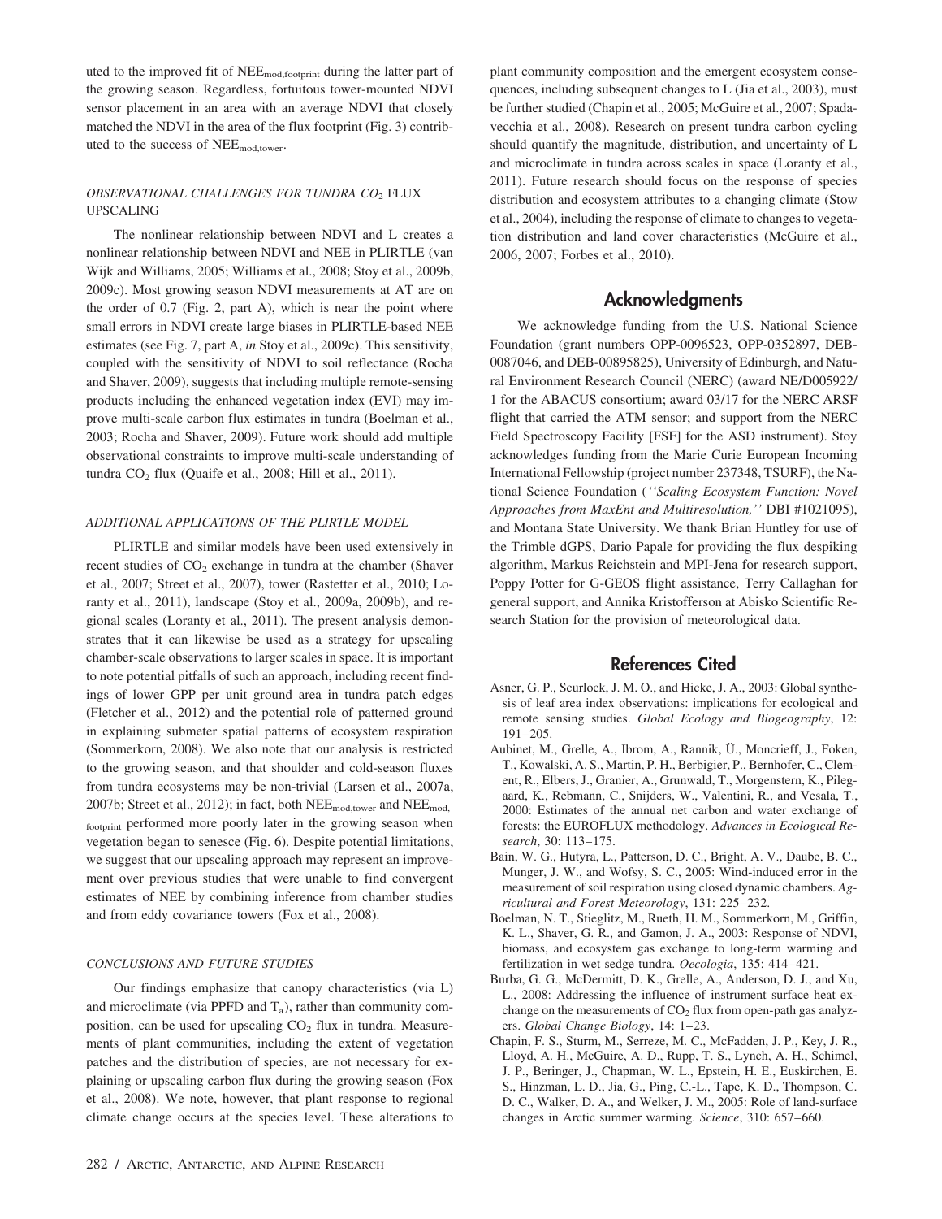uted to the improved fit of $NEE_{mod,footprint}$ during the latter part of the growing season. Regardless, fortuitous tower-mounted NDVI sensor placement in an area with an average NDVI that closely matched the NDVI in the area of the flux footprint (Fig. 3) contributed to the success of $NEE_{mod,tower}$.

### *OBSERVATIONAL CHALLENGES FOR TUNDRA $CO_2$ FLUX UPSCALING*

The nonlinear relationship between NDVI and L creates a nonlinear relationship between NDVI and NEE in PLIRTLE (van Wijk and Williams, 2005; Williams et al., 2008; Stoy et al., 2009b, 2009c). Most growing season NDVI measurements at AT are on the order of 0.7 (Fig. 2, part A), which is near the point where small errors in NDVI create large biases in PLIRTLE-based NEE estimates (see Fig. 7, part A, *in* Stoy et al., 2009c). This sensitivity, coupled with the sensitivity of NDVI to soil reflectance (Rocha and Shaver, 2009), suggests that including multiple remote-sensing products including the enhanced vegetation index (EVI) may improve multi-scale carbon flux estimates in tundra (Boelman et al., 2003; Rocha and Shaver, 2009). Future work should add multiple observational constraints to improve multi-scale understanding of tundra $CO_2$ flux (Quaife et al., 2008; Hill et al., 2011).

### *ADDITIONAL APPLICATIONS OF THE PLIRTLE MODEL*

PLIRTLE and similar models have been used extensively in recent studies of $CO_2$ exchange in tundra at the chamber (Shaver et al., 2007; Street et al., 2007), tower (Rastetter et al., 2010; Loranty et al., 2011), landscape (Stoy et al., 2009a, 2009b), and regional scales (Loranty et al., 2011). The present analysis demonstrates that it can likewise be used as a strategy for upscaling chamber-scale observations to larger scales in space. It is important to note potential pitfalls of such an approach, including recent findings of lower GPP per unit ground area in tundra patch edges (Fletcher et al., 2012) and the potential role of patterned ground in explaining submeter spatial patterns of ecosystem respiration (Sommerkorn, 2008). We also note that our analysis is restricted to the growing season, and that shoulder and cold-season fluxes from tundra ecosystems may be non-trivial (Larsen et al., 2007a, 2007b; Street et al., 2012); in fact, both $NEE_{mod,tower}$ and $NEE_{mod,footprint}$ performed more poorly later in the growing season when vegetation began to senesce (Fig. 6). Despite potential limitations, we suggest that our upscaling approach may represent an improvement over previous studies that were unable to find convergent estimates of NEE by combining inference from chamber studies and from eddy covariance towers (Fox et al., 2008).

### *CONCLUSIONS AND FUTURE STUDIES*

Our findings emphasize that canopy characteristics (via L) and microclimate (via PPFD and $T_a$), rather than community composition, can be used for upscaling $CO_2$ flux in tundra. Measurements of plant communities, including the extent of vegetation patches and the distribution of species, are not necessary for explaining or upscaling carbon flux during the growing season (Fox et al., 2008). We note, however, that plant response to regional climate change occurs at the species level. These alterations to plant community composition and the emergent ecosystem consequences, including subsequent changes to L (Jia et al., 2003), must be further studied (Chapin et al., 2005; McGuire et al., 2007; Spadavecchia et al., 2008). Research on present tundra carbon cycling should quantify the magnitude, distribution, and uncertainty of L and microclimate in tundra across scales in space (Loranty et al., 2011). Future research should focus on the response of species distribution and ecosystem attributes to a changing climate (Stow et al., 2004), including the response of climate to changes to vegetation distribution and land cover characteristics (McGuire et al., 2006, 2007; Forbes et al., 2010).

## Acknowledgments

We acknowledge funding from the U.S. National Science Foundation (grant numbers OPP-0096523, OPP-0352897, DEB-0087046, and DEB-00895825), University of Edinburgh, and Natural Environment Research Council (NERC) (award NE/D005922/1 for the ABACUS consortium; award 03/17 for the NERC ARSF flight that carried the ATM sensor; and support from the NERC Field Spectroscopy Facility [FSF] for the ASD instrument). Stoy acknowledges funding from the Marie Curie European Incoming International Fellowship (project number 237348, TSURF), the National Science Foundation (*''Scaling Ecosystem Function: Novel Approaches from MaxEnt and Multiresolution,''* DBI #1021095), and Montana State University. We thank Brian Huntley for use of the Trimble dGPS, Dario Papale for providing the flux despiking algorithm, Markus Reichstein and MPI-Jena for research support, Poppy Potter for G-GEOS flight assistance, Terry Callaghan for general support, and Annika Kristofferson at Abisko Scientific Research Station for the provision of meteorological data.

## References Cited

Asner, G. P., Scurlock, J. M. O., and Hicke, J. A., 2003: Global synthesis of leaf area index observations: implications for ecological and remote sensing studies. *Global Ecology and Biogeography*, 12: 191–205.

Aubinet, M., Grelle, A., Ibrom, A., Rannik, Ü., Moncrieff, J., Foken, T., Kowalski, A. S., Martin, P. H., Berbigier, P., Bernhofer, C., Clement, R., Elbers, J., Granier, A., Grunwald, T., Morgenstern, K., Pilegaard, K., Rebmann, C., Snijders, W., Valentini, R., and Vesala, T., 2000: Estimates of the annual net carbon and water exchange of forests: the EUROFLUX methodology. *Advances in Ecological Research*, 30: 113–175.

Bain, W. G., Hutyra, L., Patterson, D. C., Bright, A. V., Daube, B. C., Munger, J. W., and Wofsy, S. C., 2005: Wind-induced error in the measurement of soil respiration using closed dynamic chambers. *Agricultural and Forest Meteorology*, 131: 225–232.

Boelman, N. T., Stieglitz, M., Rueth, H. M., Sommerkorn, M., Griffin, K. L., Shaver, G. R., and Gamon, J. A., 2003: Response of NDVI, biomass, and ecosystem gas exchange to long-term warming and fertilization in wet sedge tundra. *Oecologia*, 135: 414–421.

Burba, G. G., McDermitt, D. K., Grelle, A., Anderson, D. J., and Xu, L., 2008: Addressing the influence of instrument surface heat exchange on the measurements of $CO_2$ flux from open-path gas analyzers. *Global Change Biology*, 14: 1–23.

Chapin, F. S., Sturm, M., Serreze, M. C., McFadden, J. P., Key, J. R., Lloyd, A. H., McGuire, A. D., Rupp, T. S., Lynch, A. H., Schimel, J. P., Beringer, J., Chapman, W. L., Epstein, H. E., Euskirchen, E. S., Hinzman, L. D., Jia, G., Ping, C.-L., Tape, K. D., Thompson, C. D. C., Walker, D. A., and Welker, J. M., 2005: Role of land-surface changes in Arctic summer warming. *Science*, 310: 657–660.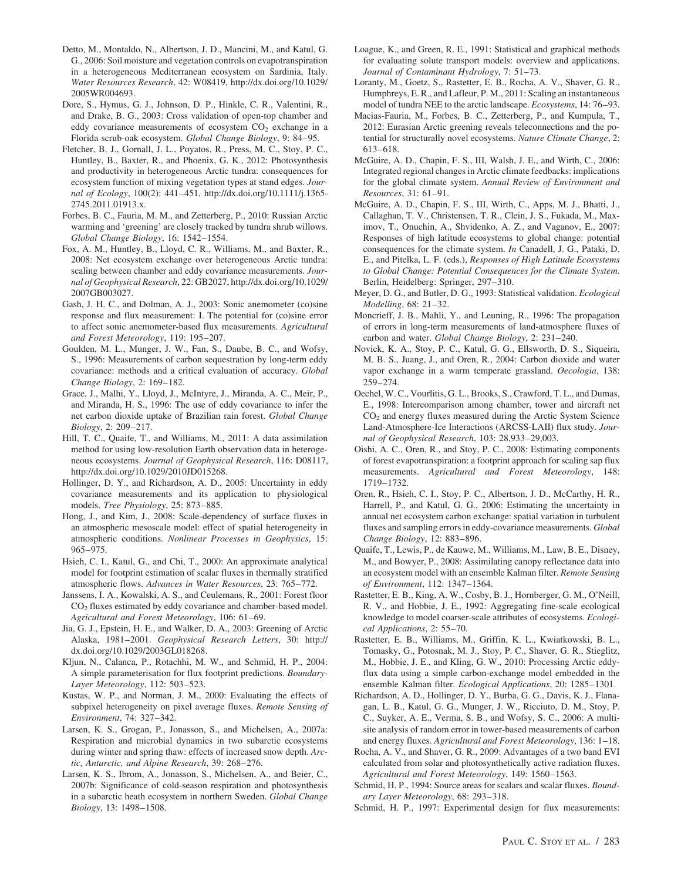Detto, M., Montaldo, N., Albertson, J. D., Mancini, M., and Katul, G. G., 2006: Soil moisture and vegetation controls on evapotranspiration in a heterogeneous Mediterranean ecosystem on Sardinia, Italy. *Water Resources Research*, 42: W08419, http://dx.doi.org/10.1029/2005WR004693.

Dore, S., Hymus, G. J., Johnson, D. P., Hinkle, C. R., Valentini, R., and Drake, B. G., 2003: Cross validation of open-top chamber and eddy covariance measurements of ecosystem $CO_2$ exchange in a Florida scrub-oak ecosystem. *Global Change Biology*, 9: 84–95.

Fletcher, B. J., Gornall, J. L., Poyatos, R., Press, M. C., Stoy, P. C., Huntley, B., Baxter, R., and Phoenix, G. K., 2012: Photosynthesis and productivity in heterogeneous Arctic tundra: consequences for ecosystem function of mixing vegetation types at stand edges. *Journal of Ecology*, 100(2): 441–451, http://dx.doi.org/10.1111/j.1365-2745.2011.01913.x.

Forbes, B. C., Fauria, M. M., and Zetterberg, P., 2010: Russian Arctic warming and 'greening' are closely tracked by tundra shrub willows. *Global Change Biology*, 16: 1542–1554.

Fox, A. M., Huntley, B., Lloyd, C. R., Williams, M., and Baxter, R., 2008: Net ecosystem exchange over heterogeneous Arctic tundra: scaling between chamber and eddy covariance measurements. *Journal of Geophysical Research*, 22: GB2027, http://dx.doi.org/10.1029/2007GB003027.

Gash, J. H. C., and Dolman, A. J., 2003: Sonic anemometer (co)sine response and flux measurement: I. The potential for (co)sine error to affect sonic anemometer-based flux measurements. *Agricultural and Forest Meteorology*, 119: 195–207.

Goulden, M. L., Munger, J. W., Fan, S., Daube, B. C., and Wofsy, S., 1996: Measurements of carbon sequestration by long-term eddy covariance: methods and a critical evaluation of accuracy. *Global Change Biology*, 2: 169–182.

Grace, J., Malhi, Y., Lloyd, J., McIntyre, J., Miranda, A. C., Meir, P., and Miranda, H. S., 1996: The use of eddy covariance to infer the net carbon dioxide uptake of Brazilian rain forest. *Global Change Biology*, 2: 209–217.

Hill, T. C., Quaife, T., and Williams, M., 2011: A data assimilation method for using low-resolution Earth observation data in heterogeneous ecosystems. *Journal of Geophysical Research*, 116: D08117, http://dx.doi.org/10.1029/2010JD015268.

Hollinger, D. Y., and Richardson, A. D., 2005: Uncertainty in eddy covariance measurements and its application to physiological models. *Tree Physiology*, 25: 873–885.

Hong, J., and Kim, J., 2008: Scale-dependency of surface fluxes in an atmospheric mesoscale model: effect of spatial heterogeneity in atmospheric conditions. *Nonlinear Processes in Geophysics*, 15: 965–975.

Hsieh, C. I., Katul, G., and Chi, T., 2000: An approximate analytical model for footprint estimation of scalar fluxes in thermally stratified atmospheric flows. *Advances in Water Resources*, 23: 765–772.

Janssens, I. A., Kowalski, A. S., and Ceulemans, R., 2001: Forest floor $CO_2$ fluxes estimated by eddy covariance and chamber-based model. *Agricultural and Forest Meteorology*, 106: 61–69.

Jia, G. J., Epstein, H. E., and Walker, D. A., 2003: Greening of Arctic Alaska, 1981–2001. *Geophysical Research Letters*, 30: http://dx.doi.org/10.1029/2003GL018268.

Kljun, N., Calanca, P., Rotachhi, M. W., and Schmid, H. P., 2004: A simple parameterisation for flux footprint predictions. *Boundary-Layer Meteorology*, 112: 503–523.

Kustas, W. P., and Norman, J. M., 2000: Evaluating the effects of subpixel heterogeneity on pixel average fluxes. *Remote Sensing of Environment*, 74: 327–342.

Larsen, K. S., Grogan, P., Jonasson, S., and Michelsen, A., 2007a: Respiration and microbial dynamics in two subarctic ecosystems during winter and spring thaw: effects of increased snow depth. *Arctic, Antarctic, and Alpine Research*, 39: 268–276.

Larsen, K. S., Ibrom, A., Jonasson, S., Michelsen, A., and Beier, C., 2007b: Significance of cold-season respiration and photosynthesis in a subarctic heath ecosystem in northern Sweden. *Global Change Biology*, 13: 1498–1508.

Loague, K., and Green, R. E., 1991: Statistical and graphical methods for evaluating solute transport models: overview and applications. *Journal of Contaminant Hydrology*, 7: 51–73.

Loranty, M., Goetz, S., Rastetter, E. B., Rocha, A. V., Shaver, G. R., Humphreys, E. R., and Lafleur, P. M., 2011: Scaling an instantaneous model of tundra NEE to the arctic landscape. *Ecosystems*, 14: 76–93.

Macias-Fauria, M., Forbes, B. C., Zetterberg, P., and Kumpula, T., 2012: Eurasian Arctic greening reveals teleconnections and the potential for structurally novel ecosystems. *Nature Climate Change*, 2: 613–618.

McGuire, A. D., Chapin, F. S., III, Walsh, J. E., and Wirth, C., 2006: Integrated regional changes in Arctic climate feedbacks: implications for the global climate system. *Annual Review of Environment and Resources*, 31: 61–91.

McGuire, A. D., Chapin, F. S., III, Wirth, C., Apps, M. J., Bhatti, J., Callaghan, T. V., Christensen, T. R., Clein, J. S., Fukuda, M., Maximov, T., Onuchin, A., Shvidenko, A. Z., and Vaganov, E., 2007: Responses of high latitude ecosystems to global change: potential consequences for the climate system. *In* Canadell, J. G., Pataki, D. E., and Pitelka, L. F. (eds.), *Responses of High Latitude Ecosystems to Global Change: Potential Consequences for the Climate System*. Berlin, Heidelberg: Springer, 297–310.

Meyer, D. G., and Butler, D. G., 1993: Statistical validation. *Ecological Modelling*, 68: 21–32.

Moncrieff, J. B., Mahli, Y., and Leuning, R., 1996: The propagation of errors in long-term measurements of land-atmosphere fluxes of carbon and water. *Global Change Biology*, 2: 231–240.

Novick, K. A., Stoy, P. C., Katul, G. G., Ellsworth, D. S., Siqueira, M. B. S., Juang, J., and Oren, R., 2004: Carbon dioxide and water vapor exchange in a warm temperate grassland. *Oecologia*, 138: 259–274.

Oechel, W. C., Vourlitis, G. L., Brooks, S., Crawford, T. L., and Dumas, E., 1998: Intercomparison among chamber, tower and aircraft net $CO_2$ and energy fluxes measured during the Arctic System Science Land-Atmosphere-Ice Interactions (ARCSS-LAII) flux study. *Journal of Geophysical Research*, 103: 28,933–29,003.

Oishi, A. C., Oren, R., and Stoy, P. C., 2008: Estimating components of forest evapotranspiration: a footprint approach for scaling sap flux measurements. *Agricultural and Forest Meteorology*, 148: 1719–1732.

Oren, R., Hsieh, C. I., Stoy, P. C., Albertson, J. D., McCarthy, H. R., Harrell, P., and Katul, G. G., 2006: Estimating the uncertainty in annual net ecosystem carbon exchange: spatial variation in turbulent fluxes and sampling errors in eddy-covariance measurements. *Global Change Biology*, 12: 883–896.

Quaife, T., Lewis, P., de Kauwe, M., Williams, M., Law, B. E., Disney, M., and Bowyer, P., 2008: Assimilating canopy reflectance data into an ecosystem model with an ensemble Kalman filter. *Remote Sensing of Environment*, 112: 1347–1364.

Rastetter, E. B., King, A. W., Cosby, B. J., Hornberger, G. M., O'Neill, R. V., and Hobbie, J. E., 1992: Aggregating fine-scale ecological knowledge to model coarser-scale attributes of ecosystems. *Ecological Applications*, 2: 55–70.

Rastetter, E. B., Williams, M., Griffin, K. L., Kwiatkowski, B. L., Tomasky, G., Potosnak, M. J., Stoy, P. C., Shaver, G. R., Stieglitz, M., Hobbie, J. E., and Kling, G. W., 2010: Processing Arctic eddy-flux data using a simple carbon-exchange model embedded in the ensemble Kalman filter. *Ecological Applications*, 20: 1285–1301.

Richardson, A. D., Hollinger, D. Y., Burba, G. G., Davis, K. J., Flanagan, L. B., Katul, G. G., Munger, J. W., Ricciuto, D. M., Stoy, P. C., Suyker, A. E., Verma, S. B., and Wofsy, S. C., 2006: A multi-site analysis of random error in tower-based measurements of carbon and energy fluxes. *Agricultural and Forest Meteorology*, 136: 1–18.

Rocha, A. V., and Shaver, G. R., 2009: Advantages of a two band EVI calculated from solar and photosynthetically active radiation fluxes. *Agricultural and Forest Meteorology*, 149: 1560–1563.

Schmid, H. P., 1994: Source areas for scalars and scalar fluxes. *Boundary Layer Meteorology*, 68: 293–318.

Schmid, H. P., 1997: Experimental design for flux measurements: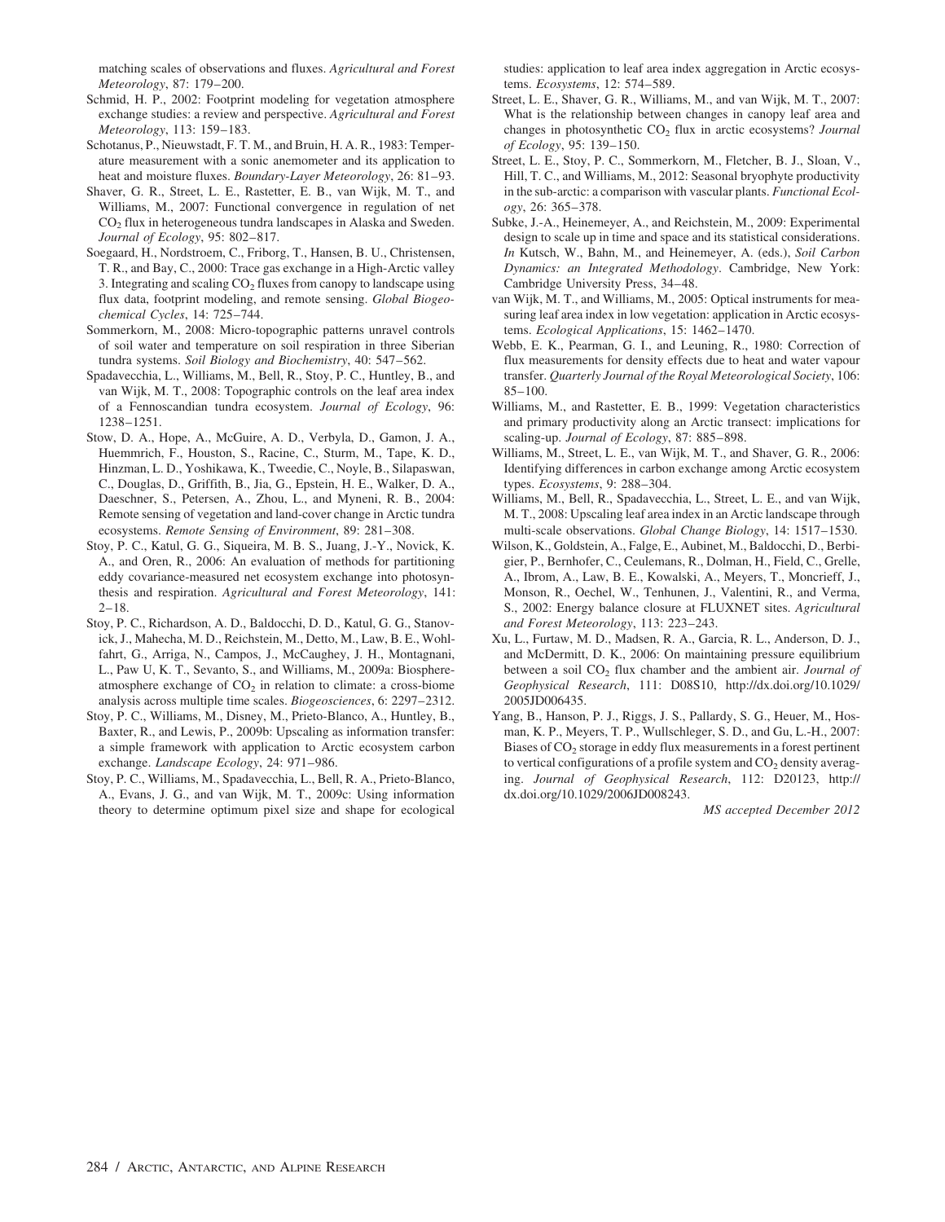matching scales of observations and fluxes. *Agricultural and Forest Meteorology*, 87: 179–200.

Schmid, H. P., 2002: Footprint modeling for vegetation atmosphere exchange studies: a review and perspective. *Agricultural and Forest Meteorology*, 113: 159–183.

Schotanus, P., Nieuwstadt, F. T. M., and Bruin, H. A. R., 1983: Temperature measurement with a sonic anemometer and its application to heat and moisture fluxes. *Boundary-Layer Meteorology*, 26: 81–93.

Shaver, G. R., Street, L. E., Rastetter, E. B., van Wijk, M. T., and Williams, M., 2007: Functional convergence in regulation of net $CO_2$ flux in heterogeneous tundra landscapes in Alaska and Sweden. *Journal of Ecology*, 95: 802–817.

Soegaard, H., Nordstroem, C., Friborg, T., Hansen, B. U., Christensen, T. R., and Bay, C., 2000: Trace gas exchange in a High-Arctic valley 3. Integrating and scaling $CO_2$ fluxes from canopy to landscape using flux data, footprint modeling, and remote sensing. *Global Biogeochemical Cycles*, 14: 725–744.

Sommerkorn, M., 2008: Micro-topographic patterns unravel controls of soil water and temperature on soil respiration in three Siberian tundra systems. *Soil Biology and Biochemistry*, 40: 547–562.

Spadavecchia, L., Williams, M., Bell, R., Stoy, P. C., Huntley, B., and van Wijk, M. T., 2008: Topographic controls on the leaf area index of a Fennoscandian tundra ecosystem. *Journal of Ecology*, 96: 1238–1251.

Stow, D. A., Hope, A., McGuire, A. D., Verbyla, D., Gamon, J. A., Huemmrich, F., Houston, S., Racine, C., Sturm, M., Tape, K. D., Hinzman, L. D., Yoshikawa, K., Tweedie, C., Noyle, B., Silapaswan, C., Douglas, D., Griffith, B., Jia, G., Epstein, H. E., Walker, D. A., Daeschner, S., Petersen, A., Zhou, L., and Myneni, R. B., 2004: Remote sensing of vegetation and land-cover change in Arctic tundra ecosystems. *Remote Sensing of Environment*, 89: 281–308.

Stoy, P. C., Katul, G. G., Siqueira, M. B. S., Juang, J.-Y., Novick, K. A., and Oren, R., 2006: An evaluation of methods for partitioning eddy covariance-measured net ecosystem exchange into photosynthesis and respiration. *Agricultural and Forest Meteorology*, 141: 2–18.

Stoy, P. C., Richardson, A. D., Baldocchi, D. D., Katul, G. G., Stanovick, J., Mahecha, M. D., Reichstein, M., Detto, M., Law, B. E., Wohlfahrt, G., Arriga, N., Campos, J., McCaughey, J. H., Montagnani, L., Paw U, K. T., Sevanto, S., and Williams, M., 2009a: Biosphere-atmosphere exchange of $CO_2$ in relation to climate: a cross-biome analysis across multiple time scales. *Biogeosciences*, 6: 2297–2312.

Stoy, P. C., Williams, M., Disney, M., Prieto-Blanco, A., Huntley, B., Baxter, R., and Lewis, P., 2009b: Upscaling as information transfer: a simple framework with application to Arctic ecosystem carbon exchange. *Landscape Ecology*, 24: 971–986.

Stoy, P. C., Williams, M., Spadavecchia, L., Bell, R. A., Prieto-Blanco, A., Evans, J. G., and van Wijk, M. T., 2009c: Using information theory to determine optimum pixel size and shape for ecological studies: application to leaf area index aggregation in Arctic ecosystems. *Ecosystems*, 12: 574–589.

Street, L. E., Shaver, G. R., Williams, M., and van Wijk, M. T., 2007: What is the relationship between changes in canopy leaf area and changes in photosynthetic $CO_2$ flux in arctic ecosystems? *Journal of Ecology*, 95: 139–150.

Street, L. E., Stoy, P. C., Sommerkorn, M., Fletcher, B. J., Sloan, V., Hill, T. C., and Williams, M., 2012: Seasonal bryophyte productivity in the sub-arctic: a comparison with vascular plants. *Functional Ecology*, 26: 365–378.

Subke, J.-A., Heinemeyer, A., and Reichstein, M., 2009: Experimental design to scale up in time and space and its statistical considerations. *In* Kutsch, W., Bahn, M., and Heinemeyer, A. (eds.), *Soil Carbon Dynamics: an Integrated Methodology*. Cambridge, New York: Cambridge University Press, 34–48.

van Wijk, M. T., and Williams, M., 2005: Optical instruments for measuring leaf area index in low vegetation: application in Arctic ecosystems. *Ecological Applications*, 15: 1462–1470.

Webb, E. K., Pearman, G. I., and Leuning, R., 1980: Correction of flux measurements for density effects due to heat and water vapour transfer. *Quarterly Journal of the Royal Meteorological Society*, 106: 85–100.

Williams, M., and Rastetter, E. B., 1999: Vegetation characteristics and primary productivity along an Arctic transect: implications for scaling-up. *Journal of Ecology*, 87: 885–898.

Williams, M., Street, L. E., van Wijk, M. T., and Shaver, G. R., 2006: Identifying differences in carbon exchange among Arctic ecosystem types. *Ecosystems*, 9: 288–304.

Williams, M., Bell, R., Spadavecchia, L., Street, L. E., and van Wijk, M. T., 2008: Upscaling leaf area index in an Arctic landscape through multi-scale observations. *Global Change Biology*, 14: 1517–1530.

Wilson, K., Goldstein, A., Falge, E., Aubinet, M., Baldocchi, D., Berbigier, P., Bernhofer, C., Ceulemans, R., Dolman, H., Field, C., Grelle, A., Ibrom, A., Law, B. E., Kowalski, A., Meyers, T., Moncrieff, J., Monson, R., Oechel, W., Tenhunen, J., Valentini, R., and Verma, S., 2002: Energy balance closure at FLUXNET sites. *Agricultural and Forest Meteorology*, 113: 223–243.

Xu, L., Furtaw, M. D., Madsen, R. A., Garcia, R. L., Anderson, D. J., and McDermitt, D. K., 2006: On maintaining pressure equilibrium between a soil $CO_2$ flux chamber and the ambient air. *Journal of Geophysical Research*, 111: D08S10, http://dx.doi.org/10.1029/2005JD006435.

Yang, B., Hanson, P. J., Riggs, J. S., Pallardy, S. G., Heuer, M., Hosman, K. P., Meyers, T. P., Wullschleger, S. D., and Gu, L.-H., 2007: Biases of $CO_2$ storage in eddy flux measurements in a forest pertinent to vertical configurations of a profile system and $CO_2$ density averaging. *Journal of Geophysical Research*, 112: D20123, http://dx.doi.org/10.1029/2006JD008243.

*MS accepted December 2012*